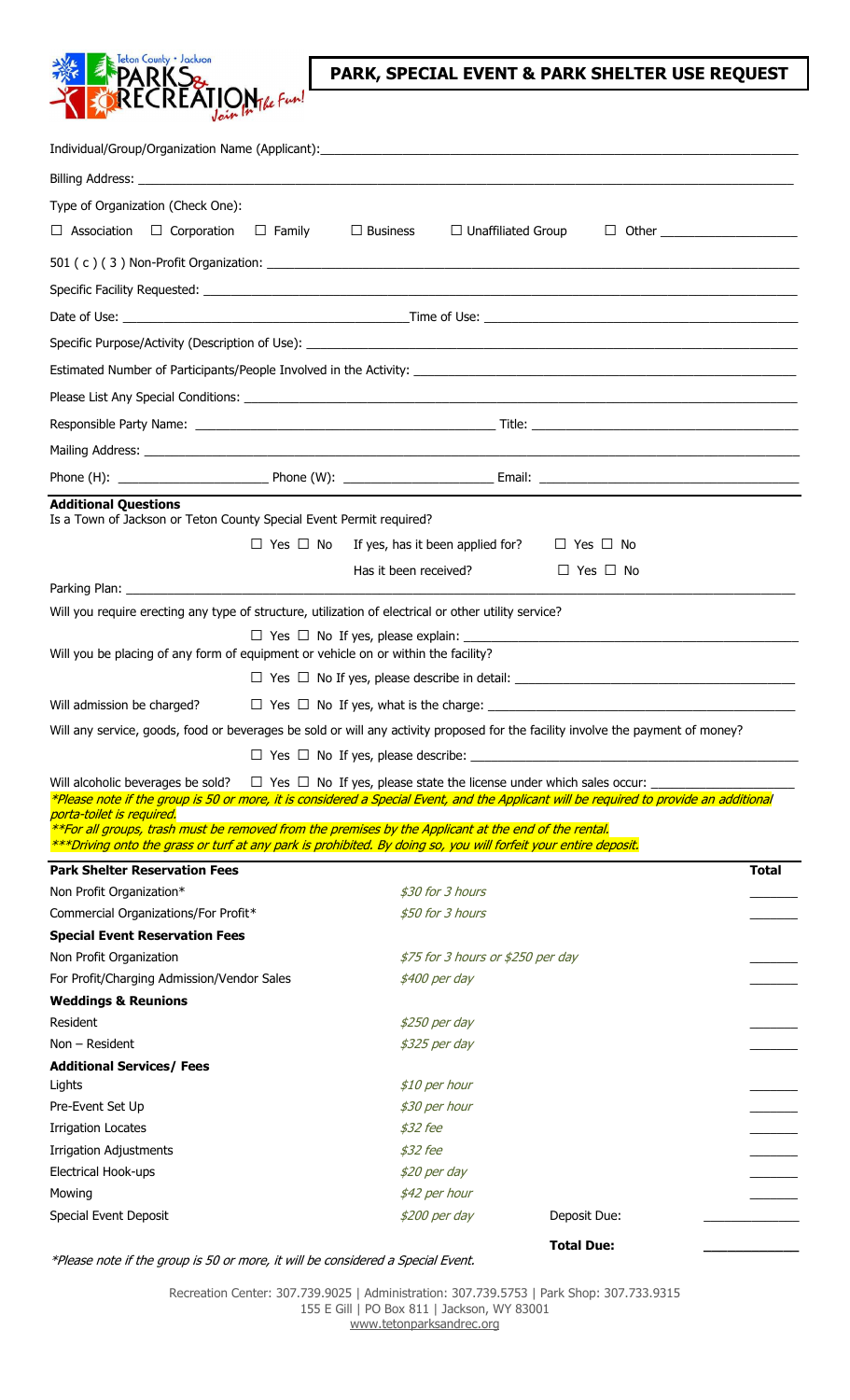# PARK, SPECIAL EVENT & PARK SHELTER USE REQUEST

Individual/Group/Organization Name (Applicant):\_\_\_\_\_\_\_\_\_\_\_\_\_\_\_\_\_\_\_\_\_\_\_\_\_\_\_\_\_\_\_\_\_\_\_\_\_\_\_\_

Billing Address: \_\_\_\_\_\_\_\_\_\_\_\_\_\_\_\_\_\_\_\_\_\_\_\_\_\_\_\_\_\_\_\_\_\_\_\_\_\_\_\_

Type of Organization (Check One):

☐ Association ☐ Corporation ☐ Family ☐ Business ☐ Unaffiliated Group ☐ Other \_\_\_\_\_\_\_\_\_\_\_\_\_\_\_\_\_\_

501 ( c ) ( 3 ) Non-Profit Organization: \_\_\_\_\_\_\_\_\_\_\_\_\_\_\_\_\_\_\_\_\_\_\_\_\_\_\_\_\_\_\_\_\_\_\_\_\_\_\_\_

Specific Facility Requested: \_\_\_\_\_\_\_\_\_\_\_\_\_\_\_\_\_\_\_\_\_\_\_\_\_\_\_\_\_\_\_\_\_\_\_\_\_\_\_\_

Date of Use: \_\_\_\_\_\_\_\_\_\_\_\_\_\_\_\_\_\_\_\_\_\_\_\_ Time of Use: \_\_\_\_\_\_\_\_\_\_\_\_\_\_\_\_\_\_\_\_\_\_\_\_

Specific Purpose/Activity (Description of Use): \_\_\_\_\_\_\_\_\_\_\_\_\_\_\_\_\_\_\_\_\_\_\_\_\_\_\_\_\_\_\_\_\_\_\_\_\_\_\_\_

Estimated Number of Participants/People Involved in the Activity: \_\_\_\_\_\_\_\_\_\_\_\_\_\_\_\_\_\_\_\_\_\_\_\_\_\_\_\_\_\_\_\_\_\_\_\_\_\_\_\_

Please List Any Special Conditions: \_\_\_\_\_\_\_\_\_\_\_\_\_\_\_\_\_\_\_\_\_\_\_\_\_\_\_\_\_\_\_\_\_\_\_\_\_\_\_\_

Responsible Party Name: \_\_\_\_\_\_\_\_\_\_\_\_\_\_\_\_\_\_\_\_\_\_\_\_ Title: \_\_\_\_\_\_\_\_\_\_\_\_\_\_\_\_\_\_\_\_\_\_\_\_

Mailing Address: \_\_\_\_\_\_\_\_\_\_\_\_\_\_\_\_\_\_\_\_\_\_\_\_\_\_\_\_\_\_\_\_\_\_\_\_\_\_\_\_

Phone (H): \_\_\_\_\_\_\_\_\_\_\_\_\_\_\_\_ Phone (W): \_\_\_\_\_\_\_\_\_\_\_\_\_\_\_\_ Email: \_\_\_\_\_\_\_\_\_\_\_\_\_\_\_\_\_\_\_\_\_\_\_\_

**Additional Questions**

Is a Town of Jackson or Teton County Special Event Permit required?

☐ Yes ☐ No If yes, has it been applied for? ☐ Yes ☐ No

Has it been received? ☐ Yes ☐ No

Parking Plan: \_\_\_\_\_\_\_\_\_\_\_\_\_\_\_\_\_\_\_\_\_\_\_\_\_\_\_\_\_\_\_\_\_\_\_\_\_\_\_\_

Will you require erecting any type of structure, utilization of electrical or other utility service?

☐ Yes ☐ No If yes, please explain: \_\_\_\_\_\_\_\_\_\_\_\_\_\_\_\_\_\_\_\_\_\_\_\_\_\_\_\_\_\_\_\_\_\_\_\_\_\_\_\_

Will you be placing of any form of equipment or vehicle on or within the facility?

☐ Yes ☐ No If yes, please describe in detail: \_\_\_\_\_\_\_\_\_\_\_\_\_\_\_\_\_\_\_\_\_\_\_\_\_\_\_\_\_\_\_\_\_\_\_\_\_\_\_\_

Will admission be charged? ☐ Yes ☐ No If yes, what is the charge: \_\_\_\_\_\_\_\_\_\_\_\_\_\_\_\_\_\_\_\_\_\_\_\_\_\_\_\_\_\_\_\_\_\_\_\_\_\_\_\_

Will any service, goods, food or beverages be sold or will any activity proposed for the facility involve the payment of money?

☐ Yes ☐ No If yes, please describe: \_\_\_\_\_\_\_\_\_\_\_\_\_\_\_\_\_\_\_\_\_\_\_\_\_\_\_\_\_\_\_\_\_\_\_\_\_\_\_\_

Will alcoholic beverages be sold? ☐ Yes ☐ No If yes, please state the license under which sales occur: \_\_\_\_\_\_\_\_\_\_\_\_\_\_\_\_\_\_

*\*Please note if the group is 50 or more, it is considered a Special Event, and the Applicant will be required to provide an additional porta-toilet is required.*

*\*\*For all groups, trash must be removed from the premises by the Applicant at the end of the rental.*

*\*\*\*Driving onto the grass or turf at any park is prohibited. By doing so, you will forfeit your entire deposit.*

| **Park Shelter Reservation Fees** | | | **Total** |
|---|---|---|---|
| Non Profit Organization\* | *$30 for 3 hours* | | \_\_\_\_\_\_ |
| Commercial Organizations/For Profit\* | *$50 for 3 hours* | | \_\_\_\_\_\_ |
| **Special Event Reservation Fees** | | | |
| Non Profit Organization | *$75 for 3 hours or $250 per day* | | \_\_\_\_\_\_ |
| For Profit/Charging Admission/Vendor Sales | *$400 per day* | | \_\_\_\_\_\_ |
| **Weddings & Reunions** | | | |
| Resident | *$250 per day* | | \_\_\_\_\_\_ |
| Non – Resident | *$325 per day* | | \_\_\_\_\_\_ |
| **Additional Services/ Fees** | | | |
| Lights | *$10 per hour* | | \_\_\_\_\_\_ |
| Pre-Event Set Up | *$30 per hour* | | \_\_\_\_\_\_ |
| Irrigation Locates | *$32 fee* | | \_\_\_\_\_\_ |
| Irrigation Adjustments | *$32 fee* | | \_\_\_\_\_\_ |
| Electrical Hook-ups | *$20 per day* | | \_\_\_\_\_\_ |
| Mowing | *$42 per hour* | | \_\_\_\_\_\_ |
| Special Event Deposit | *$200 per day* | Deposit Due: | \_\_\_\_\_\_ |
| | | **Total Due:** | \_\_\_\_\_\_ |

*\*Please note if the group is 50 or more, it will be considered a Special Event.*

Recreation Center: 307.739.9025 | Administration: 307.739.5753 | Park Shop: 307.733.9315
155 E Gill | PO Box 811 | Jackson, WY 83001
www.tetonparksandrec.org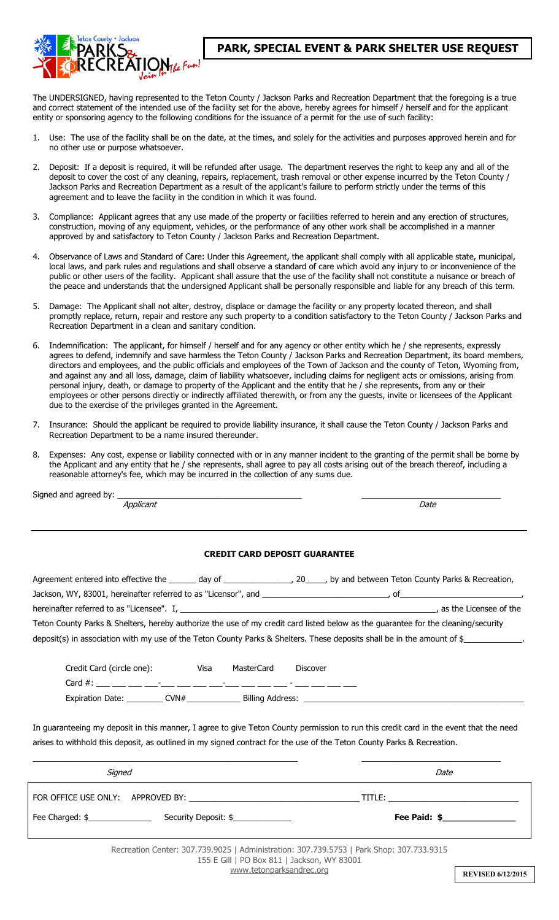# PARK, SPECIAL EVENT & PARK SHELTER USE REQUEST

The UNDERSIGNED, having represented to the Teton County / Jackson Parks and Recreation Department that the foregoing is a true and correct statement of the intended use of the facility set for the above, hereby agrees for himself / herself and for the applicant entity or sponsoring agency to the following conditions for the issuance of a permit for the use of such facility:

1. Use: The use of the facility shall be on the date, at the times, and solely for the activities and purposes approved herein and for no other use or purpose whatsoever.

2. Deposit: If a deposit is required, it will be refunded after usage. The department reserves the right to keep any and all of the deposit to cover the cost of any cleaning, repairs, replacement, trash removal or other expense incurred by the Teton County / Jackson Parks and Recreation Department as a result of the applicant's failure to perform strictly under the terms of this agreement and to leave the facility in the condition in which it was found.

3. Compliance: Applicant agrees that any use made of the property or facilities referred to herein and any erection of structures, construction, moving of any equipment, vehicles, or the performance of any other work shall be accomplished in a manner approved by and satisfactory to Teton County / Jackson Parks and Recreation Department.

4. Observance of Laws and Standard of Care: Under this Agreement, the applicant shall comply with all applicable state, municipal, local laws, and park rules and regulations and shall observe a standard of care which avoid any injury to or inconvenience of the public or other users of the facility. Applicant shall assure that the use of the facility shall not constitute a nuisance or breach of the peace and understands that the undersigned Applicant shall be personally responsible and liable for any breach of this term.

5. Damage: The Applicant shall not alter, destroy, displace or damage the facility or any property located thereon, and shall promptly replace, return, repair and restore any such property to a condition satisfactory to the Teton County / Jackson Parks and Recreation Department in a clean and sanitary condition.

6. Indemnification: The applicant, for himself / herself and for any agency or other entity which he / she represents, expressly agrees to defend, indemnify and save harmless the Teton County / Jackson Parks and Recreation Department, its board members, directors and employees, and the public officials and employees of the Town of Jackson and the county of Teton, Wyoming from, and against any and all loss, damage, claim of liability whatsoever, including claims for negligent acts or omissions, arising from personal injury, death, or damage to property of the Applicant and the entity that he / she represents, from any or their employees or other persons directly or indirectly affiliated therewith, or from any the guests, invite or licensees of the Applicant due to the exercise of the privileges granted in the Agreement.

7. Insurance: Should the applicant be required to provide liability insurance, it shall cause the Teton County / Jackson Parks and Recreation Department to be a name insured thereunder.

8. Expenses: Any cost, expense or liability connected with or in any manner incident to the granting of the permit shall be borne by the Applicant and any entity that he / she represents, shall agree to pay all costs arising out of the breach thereof, including a reasonable attorney's fee, which may be incurred in the collection of any sums due.

Signed and agreed by: ________________________________________ ______________________________

*Applicant* *Date*

---

## CREDIT CARD DEPOSIT GUARANTEE

Agreement entered into effective the ______ day of _______________, 20____, by and between Teton County Parks & Recreation, Jackson, WY, 83001, hereinafter referred to as "Licensor", and ___________________________, of__________________________, hereinafter referred to as "Licensee". I, _______________________________________________________, as the Licensee of the Teton County Parks & Shelters, hereby authorize the use of my credit card listed below as the guarantee for the cleaning/security deposit(s) in association with my use of the Teton County Parks & Shelters. These deposits shall be in the amount of $____________.

Credit Card (circle one): Visa MasterCard Discover

Card #: ___ ___ ___ ___-___ ___ ___ ___-___ ___ ___ ___ - ___ ___ ___ ___

Expiration Date: ________ CVN#____________ Billing Address: ________________________________________________

In guaranteeing my deposit in this manner, I agree to give Teton County permission to run this credit card in the event that the need arises to withhold this deposit, as outlined in my signed contract for the use of the Teton County Parks & Recreation.

________________________________________________________ ______________________________

*Signed* *Date*

FOR OFFICE USE ONLY: APPROVED BY: ____________________________________ TITLE: ____________________________

Fee Charged: $______________ Security Deposit: $_____________ **Fee Paid: $_______________**

Recreation Center: 307.739.9025 | Administration: 307.739.5753 | Park Shop: 307.733.9315
155 E Gill | PO Box 811 | Jackson, WY 83001
www.tetonparksandrec.org

**REVISED 6/12/2015**